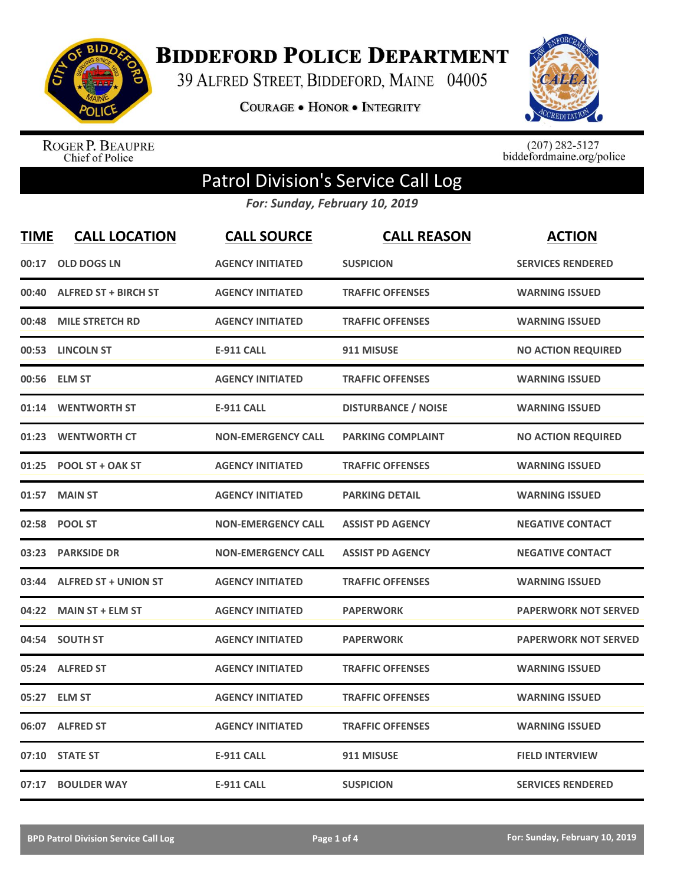# Biddeford Police Department

39 Alfred Street, Biddeford, Maine 04005

Courage • Honor • Integrity

Roger P. Beaupre
Chief of Police

(207) 282-5127
biddefordmaine.org/police

## Patrol Division's Service Call Log

*For: Sunday, February 10, 2019*

| TIME | CALL LOCATION | CALL SOURCE | CALL REASON | ACTION |
|---|---|---|---|---|
| 00:17 | OLD DOGS LN | AGENCY INITIATED | SUSPICION | SERVICES RENDERED |
| 00:40 | ALFRED ST + BIRCH ST | AGENCY INITIATED | TRAFFIC OFFENSES | WARNING ISSUED |
| 00:48 | MILE STRETCH RD | AGENCY INITIATED | TRAFFIC OFFENSES | WARNING ISSUED |
| 00:53 | LINCOLN ST | E-911 CALL | 911 MISUSE | NO ACTION REQUIRED |
| 00:56 | ELM ST | AGENCY INITIATED | TRAFFIC OFFENSES | WARNING ISSUED |
| 01:14 | WENTWORTH ST | E-911 CALL | DISTURBANCE / NOISE | WARNING ISSUED |
| 01:23 | WENTWORTH CT | NON-EMERGENCY CALL | PARKING COMPLAINT | NO ACTION REQUIRED |
| 01:25 | POOL ST + OAK ST | AGENCY INITIATED | TRAFFIC OFFENSES | WARNING ISSUED |
| 01:57 | MAIN ST | AGENCY INITIATED | PARKING DETAIL | WARNING ISSUED |
| 02:58 | POOL ST | NON-EMERGENCY CALL | ASSIST PD AGENCY | NEGATIVE CONTACT |
| 03:23 | PARKSIDE DR | NON-EMERGENCY CALL | ASSIST PD AGENCY | NEGATIVE CONTACT |
| 03:44 | ALFRED ST + UNION ST | AGENCY INITIATED | TRAFFIC OFFENSES | WARNING ISSUED |
| 04:22 | MAIN ST + ELM ST | AGENCY INITIATED | PAPERWORK | PAPERWORK NOT SERVED |
| 04:54 | SOUTH ST | AGENCY INITIATED | PAPERWORK | PAPERWORK NOT SERVED |
| 05:24 | ALFRED ST | AGENCY INITIATED | TRAFFIC OFFENSES | WARNING ISSUED |
| 05:27 | ELM ST | AGENCY INITIATED | TRAFFIC OFFENSES | WARNING ISSUED |
| 06:07 | ALFRED ST | AGENCY INITIATED | TRAFFIC OFFENSES | WARNING ISSUED |
| 07:10 | STATE ST | E-911 CALL | 911 MISUSE | FIELD INTERVIEW |
| 07:17 | BOULDER WAY | E-911 CALL | SUSPICION | SERVICES RENDERED |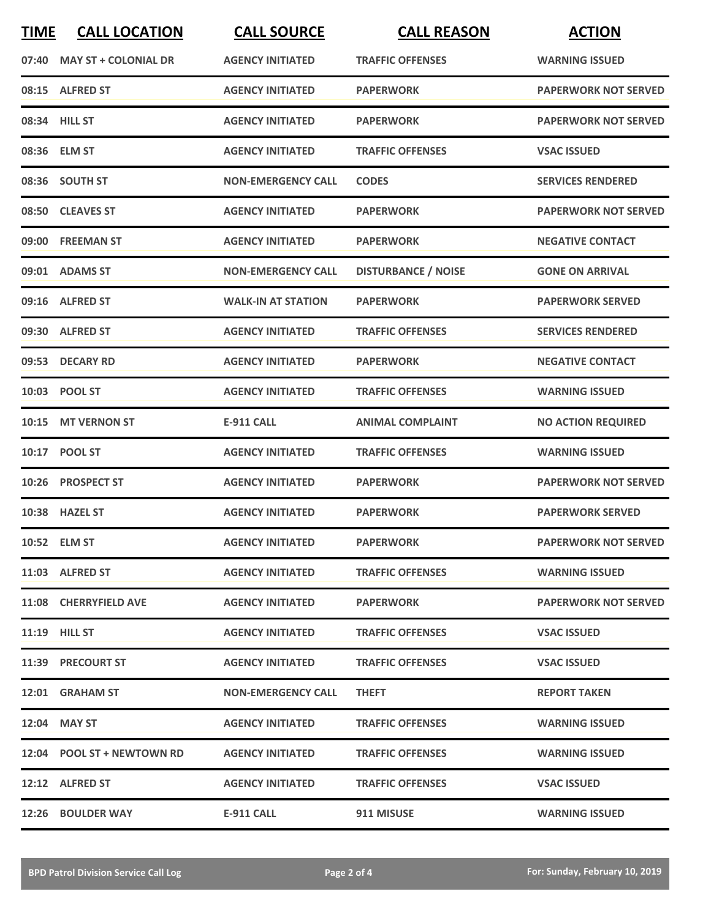| TIME | CALL LOCATION | CALL SOURCE | CALL REASON | ACTION |
|---|---|---|---|---|
| 07:40 | MAY ST + COLONIAL DR | AGENCY INITIATED | TRAFFIC OFFENSES | WARNING ISSUED |
| 08:15 | ALFRED ST | AGENCY INITIATED | PAPERWORK | PAPERWORK NOT SERVED |
| 08:34 | HILL ST | AGENCY INITIATED | PAPERWORK | PAPERWORK NOT SERVED |
| 08:36 | ELM ST | AGENCY INITIATED | TRAFFIC OFFENSES | VSAC ISSUED |
| 08:36 | SOUTH ST | NON-EMERGENCY CALL | CODES | SERVICES RENDERED |
| 08:50 | CLEAVES ST | AGENCY INITIATED | PAPERWORK | PAPERWORK NOT SERVED |
| 09:00 | FREEMAN ST | AGENCY INITIATED | PAPERWORK | NEGATIVE CONTACT |
| 09:01 | ADAMS ST | NON-EMERGENCY CALL | DISTURBANCE / NOISE | GONE ON ARRIVAL |
| 09:16 | ALFRED ST | WALK-IN AT STATION | PAPERWORK | PAPERWORK SERVED |
| 09:30 | ALFRED ST | AGENCY INITIATED | TRAFFIC OFFENSES | SERVICES RENDERED |
| 09:53 | DECARY RD | AGENCY INITIATED | PAPERWORK | NEGATIVE CONTACT |
| 10:03 | POOL ST | AGENCY INITIATED | TRAFFIC OFFENSES | WARNING ISSUED |
| 10:15 | MT VERNON ST | E-911 CALL | ANIMAL COMPLAINT | NO ACTION REQUIRED |
| 10:17 | POOL ST | AGENCY INITIATED | TRAFFIC OFFENSES | WARNING ISSUED |
| 10:26 | PROSPECT ST | AGENCY INITIATED | PAPERWORK | PAPERWORK NOT SERVED |
| 10:38 | HAZEL ST | AGENCY INITIATED | PAPERWORK | PAPERWORK SERVED |
| 10:52 | ELM ST | AGENCY INITIATED | PAPERWORK | PAPERWORK NOT SERVED |
| 11:03 | ALFRED ST | AGENCY INITIATED | TRAFFIC OFFENSES | WARNING ISSUED |
| 11:08 | CHERRYFIELD AVE | AGENCY INITIATED | PAPERWORK | PAPERWORK NOT SERVED |
| 11:19 | HILL ST | AGENCY INITIATED | TRAFFIC OFFENSES | VSAC ISSUED |
| 11:39 | PRECOURT ST | AGENCY INITIATED | TRAFFIC OFFENSES | VSAC ISSUED |
| 12:01 | GRAHAM ST | NON-EMERGENCY CALL | THEFT | REPORT TAKEN |
| 12:04 | MAY ST | AGENCY INITIATED | TRAFFIC OFFENSES | WARNING ISSUED |
| 12:04 | POOL ST + NEWTOWN RD | AGENCY INITIATED | TRAFFIC OFFENSES | WARNING ISSUED |
| 12:12 | ALFRED ST | AGENCY INITIATED | TRAFFIC OFFENSES | VSAC ISSUED |
| 12:26 | BOULDER WAY | E-911 CALL | 911 MISUSE | WARNING ISSUED |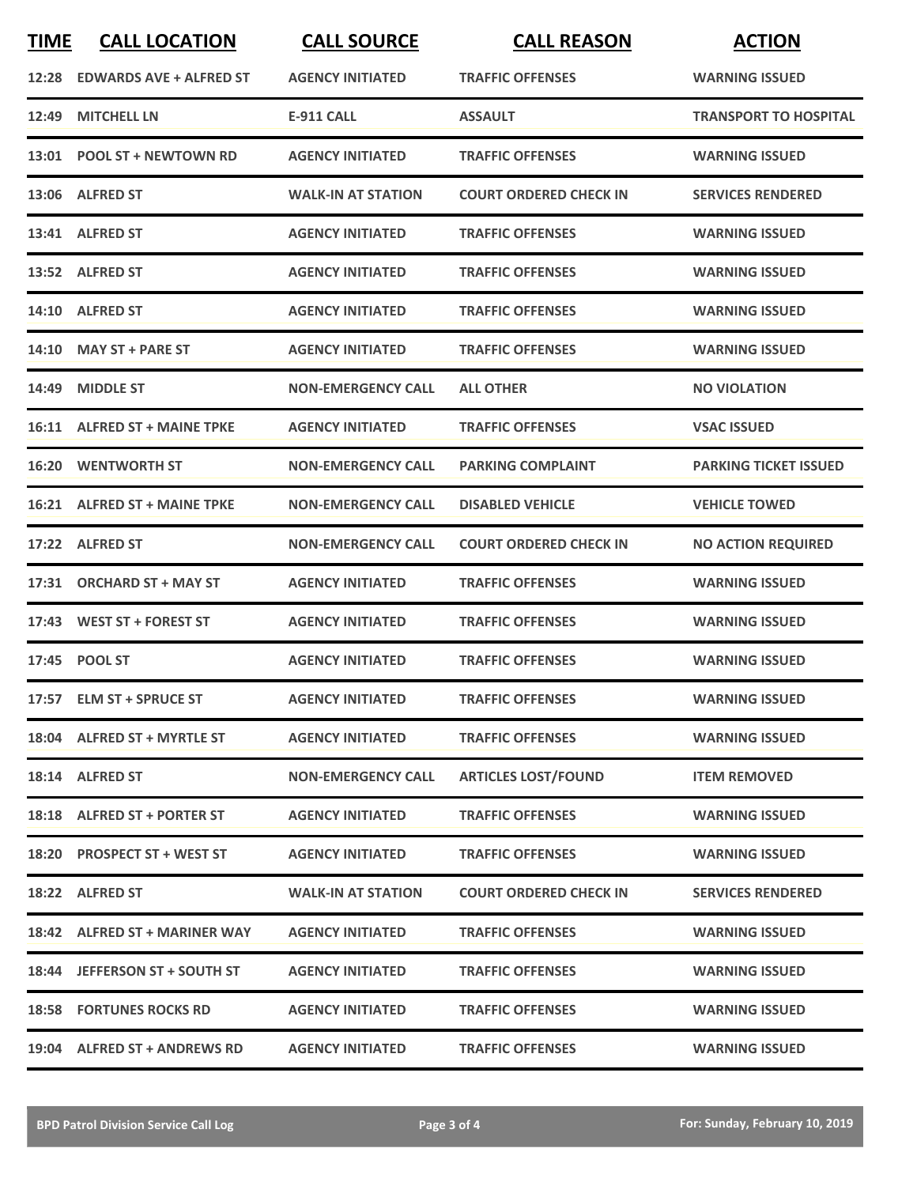| TIME | CALL LOCATION | CALL SOURCE | CALL REASON | ACTION |
|---|---|---|---|---|
| 12:28 | EDWARDS AVE + ALFRED ST | AGENCY INITIATED | TRAFFIC OFFENSES | WARNING ISSUED |
| 12:49 | MITCHELL LN | E-911 CALL | ASSAULT | TRANSPORT TO HOSPITAL |
| 13:01 | POOL ST + NEWTOWN RD | AGENCY INITIATED | TRAFFIC OFFENSES | WARNING ISSUED |
| 13:06 | ALFRED ST | WALK-IN AT STATION | COURT ORDERED CHECK IN | SERVICES RENDERED |
| 13:41 | ALFRED ST | AGENCY INITIATED | TRAFFIC OFFENSES | WARNING ISSUED |
| 13:52 | ALFRED ST | AGENCY INITIATED | TRAFFIC OFFENSES | WARNING ISSUED |
| 14:10 | ALFRED ST | AGENCY INITIATED | TRAFFIC OFFENSES | WARNING ISSUED |
| 14:10 | MAY ST + PARE ST | AGENCY INITIATED | TRAFFIC OFFENSES | WARNING ISSUED |
| 14:49 | MIDDLE ST | NON-EMERGENCY CALL | ALL OTHER | NO VIOLATION |
| 16:11 | ALFRED ST + MAINE TPKE | AGENCY INITIATED | TRAFFIC OFFENSES | VSAC ISSUED |
| 16:20 | WENTWORTH ST | NON-EMERGENCY CALL | PARKING COMPLAINT | PARKING TICKET ISSUED |
| 16:21 | ALFRED ST + MAINE TPKE | NON-EMERGENCY CALL | DISABLED VEHICLE | VEHICLE TOWED |
| 17:22 | ALFRED ST | NON-EMERGENCY CALL | COURT ORDERED CHECK IN | NO ACTION REQUIRED |
| 17:31 | ORCHARD ST + MAY ST | AGENCY INITIATED | TRAFFIC OFFENSES | WARNING ISSUED |
| 17:43 | WEST ST + FOREST ST | AGENCY INITIATED | TRAFFIC OFFENSES | WARNING ISSUED |
| 17:45 | POOL ST | AGENCY INITIATED | TRAFFIC OFFENSES | WARNING ISSUED |
| 17:57 | ELM ST + SPRUCE ST | AGENCY INITIATED | TRAFFIC OFFENSES | WARNING ISSUED |
| 18:04 | ALFRED ST + MYRTLE ST | AGENCY INITIATED | TRAFFIC OFFENSES | WARNING ISSUED |
| 18:14 | ALFRED ST | NON-EMERGENCY CALL | ARTICLES LOST/FOUND | ITEM REMOVED |
| 18:18 | ALFRED ST + PORTER ST | AGENCY INITIATED | TRAFFIC OFFENSES | WARNING ISSUED |
| 18:20 | PROSPECT ST + WEST ST | AGENCY INITIATED | TRAFFIC OFFENSES | WARNING ISSUED |
| 18:22 | ALFRED ST | WALK-IN AT STATION | COURT ORDERED CHECK IN | SERVICES RENDERED |
| 18:42 | ALFRED ST + MARINER WAY | AGENCY INITIATED | TRAFFIC OFFENSES | WARNING ISSUED |
| 18:44 | JEFFERSON ST + SOUTH ST | AGENCY INITIATED | TRAFFIC OFFENSES | WARNING ISSUED |
| 18:58 | FORTUNES ROCKS RD | AGENCY INITIATED | TRAFFIC OFFENSES | WARNING ISSUED |
| 19:04 | ALFRED ST + ANDREWS RD | AGENCY INITIATED | TRAFFIC OFFENSES | WARNING ISSUED |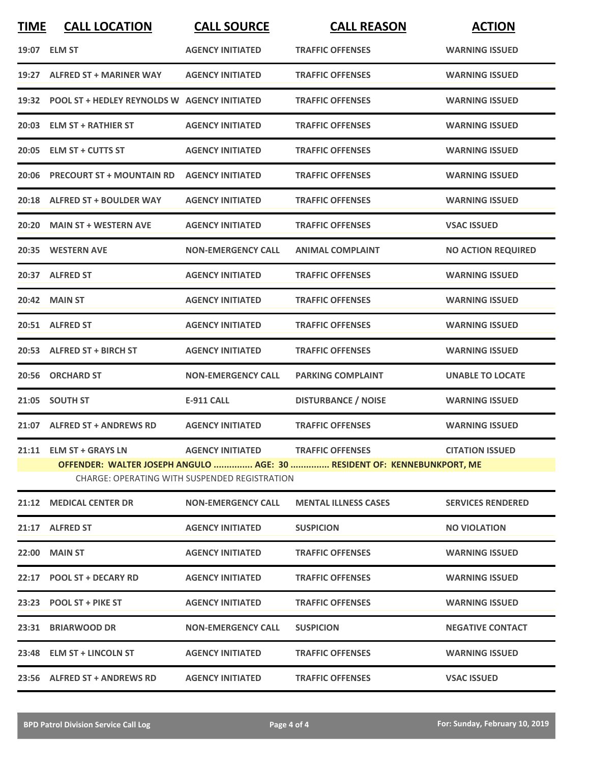| TIME | CALL LOCATION | CALL SOURCE | CALL REASON | ACTION |
|---|---|---|---|---|
| 19:07 | ELM ST | AGENCY INITIATED | TRAFFIC OFFENSES | WARNING ISSUED |
| 19:27 | ALFRED ST + MARINER WAY | AGENCY INITIATED | TRAFFIC OFFENSES | WARNING ISSUED |
| 19:32 | POOL ST + HEDLEY REYNOLDS W | AGENCY INITIATED | TRAFFIC OFFENSES | WARNING ISSUED |
| 20:03 | ELM ST + RATHIER ST | AGENCY INITIATED | TRAFFIC OFFENSES | WARNING ISSUED |
| 20:05 | ELM ST + CUTTS ST | AGENCY INITIATED | TRAFFIC OFFENSES | WARNING ISSUED |
| 20:06 | PRECOURT ST + MOUNTAIN RD | AGENCY INITIATED | TRAFFIC OFFENSES | WARNING ISSUED |
| 20:18 | ALFRED ST + BOULDER WAY | AGENCY INITIATED | TRAFFIC OFFENSES | WARNING ISSUED |
| 20:20 | MAIN ST + WESTERN AVE | AGENCY INITIATED | TRAFFIC OFFENSES | VSAC ISSUED |
| 20:35 | WESTERN AVE | NON-EMERGENCY CALL | ANIMAL COMPLAINT | NO ACTION REQUIRED |
| 20:37 | ALFRED ST | AGENCY INITIATED | TRAFFIC OFFENSES | WARNING ISSUED |
| 20:42 | MAIN ST | AGENCY INITIATED | TRAFFIC OFFENSES | WARNING ISSUED |
| 20:51 | ALFRED ST | AGENCY INITIATED | TRAFFIC OFFENSES | WARNING ISSUED |
| 20:53 | ALFRED ST + BIRCH ST | AGENCY INITIATED | TRAFFIC OFFENSES | WARNING ISSUED |
| 20:56 | ORCHARD ST | NON-EMERGENCY CALL | PARKING COMPLAINT | UNABLE TO LOCATE |
| 21:05 | SOUTH ST | E-911 CALL | DISTURBANCE / NOISE | WARNING ISSUED |
| 21:07 | ALFRED ST + ANDREWS RD | AGENCY INITIATED | TRAFFIC OFFENSES | WARNING ISSUED |
| 21:11 | ELM ST + GRAYS LN | AGENCY INITIATED | TRAFFIC OFFENSES | CITATION ISSUED |
| | OFFENDER: WALTER JOSEPH ANGULO ............... AGE: 30 ............... RESIDENT OF: KENNEBUNKPORT, ME<br>CHARGE: OPERATING WITH SUSPENDED REGISTRATION | | | |
| 21:12 | MEDICAL CENTER DR | NON-EMERGENCY CALL | MENTAL ILLNESS CASES | SERVICES RENDERED |
| 21:17 | ALFRED ST | AGENCY INITIATED | SUSPICION | NO VIOLATION |
| 22:00 | MAIN ST | AGENCY INITIATED | TRAFFIC OFFENSES | WARNING ISSUED |
| 22:17 | POOL ST + DECARY RD | AGENCY INITIATED | TRAFFIC OFFENSES | WARNING ISSUED |
| 23:23 | POOL ST + PIKE ST | AGENCY INITIATED | TRAFFIC OFFENSES | WARNING ISSUED |
| 23:31 | BRIARWOOD DR | NON-EMERGENCY CALL | SUSPICION | NEGATIVE CONTACT |
| 23:48 | ELM ST + LINCOLN ST | AGENCY INITIATED | TRAFFIC OFFENSES | WARNING ISSUED |
| 23:56 | ALFRED ST + ANDREWS RD | AGENCY INITIATED | TRAFFIC OFFENSES | VSAC ISSUED |